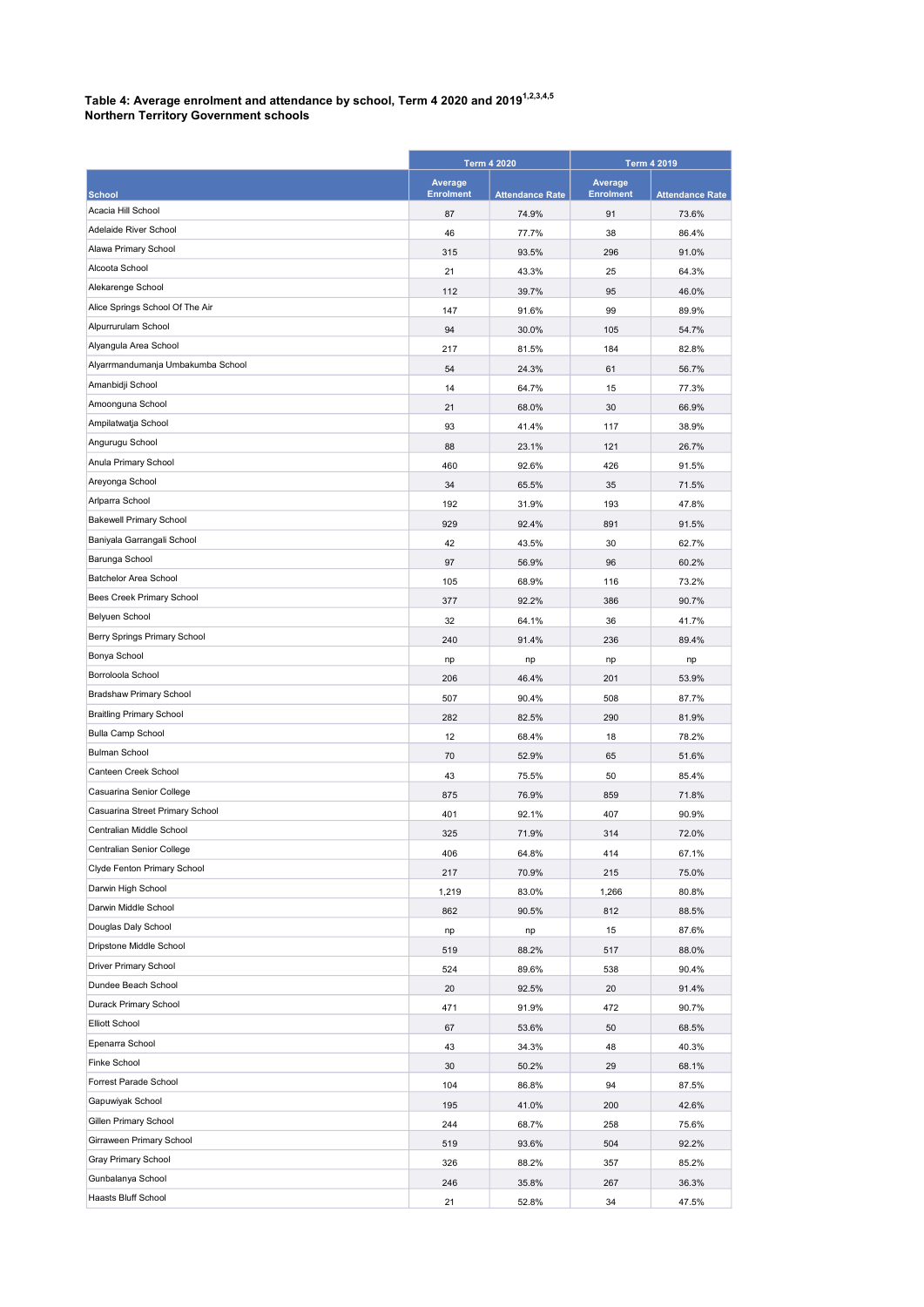**Table 4: Average enrolment and attendance by school, Term 4 2020 and 2019[1,2,3,4,5]**
**Northern Territory Government schools**

| | Term 4 2020 | | Term 4 2019 | |
|---|---|---|---|---|
| School | Average Enrolment | Attendance Rate | Average Enrolment | Attendance Rate |
| Acacia Hill School | 87 | 74.9% | 91 | 73.6% |
| Adelaide River School | 46 | 77.7% | 38 | 86.4% |
| Alawa Primary School | 315 | 93.5% | 296 | 91.0% |
| Alcoota School | 21 | 43.3% | 25 | 64.3% |
| Alekarenge School | 112 | 39.7% | 95 | 46.0% |
| Alice Springs School Of The Air | 147 | 91.6% | 99 | 89.9% |
| Alpurrurulam School | 94 | 30.0% | 105 | 54.7% |
| Alyangula Area School | 217 | 81.5% | 184 | 82.8% |
| Alyarrmandumanja Umbakumba School | 54 | 24.3% | 61 | 56.7% |
| Amanbidji School | 14 | 64.7% | 15 | 77.3% |
| Amoonguna School | 21 | 68.0% | 30 | 66.9% |
| Ampilatwatja School | 93 | 41.4% | 117 | 38.9% |
| Angurugu School | 88 | 23.1% | 121 | 26.7% |
| Anula Primary School | 460 | 92.6% | 426 | 91.5% |
| Areyonga School | 34 | 65.5% | 35 | 71.5% |
| Arlparra School | 192 | 31.9% | 193 | 47.8% |
| Bakewell Primary School | 929 | 92.4% | 891 | 91.5% |
| Baniyala Garrangali School | 42 | 43.5% | 30 | 62.7% |
| Barunga School | 97 | 56.9% | 96 | 60.2% |
| Batchelor Area School | 105 | 68.9% | 116 | 73.2% |
| Bees Creek Primary School | 377 | 92.2% | 386 | 90.7% |
| Belyuen School | 32 | 64.1% | 36 | 41.7% |
| Berry Springs Primary School | 240 | 91.4% | 236 | 89.4% |
| Bonya School | np | np | np | np |
| Borroloola School | 206 | 46.4% | 201 | 53.9% |
| Bradshaw Primary School | 507 | 90.4% | 508 | 87.7% |
| Braitling Primary School | 282 | 82.5% | 290 | 81.9% |
| Bulla Camp School | 12 | 68.4% | 18 | 78.2% |
| Bulman School | 70 | 52.9% | 65 | 51.6% |
| Canteen Creek School | 43 | 75.5% | 50 | 85.4% |
| Casuarina Senior College | 875 | 76.9% | 859 | 71.8% |
| Casuarina Street Primary School | 401 | 92.1% | 407 | 90.9% |
| Centralian Middle School | 325 | 71.9% | 314 | 72.0% |
| Centralian Senior College | 406 | 64.8% | 414 | 67.1% |
| Clyde Fenton Primary School | 217 | 70.9% | 215 | 75.0% |
| Darwin High School | 1,219 | 83.0% | 1,266 | 80.8% |
| Darwin Middle School | 862 | 90.5% | 812 | 88.5% |
| Douglas Daly School | np | np | 15 | 87.6% |
| Dripstone Middle School | 519 | 88.2% | 517 | 88.0% |
| Driver Primary School | 524 | 89.6% | 538 | 90.4% |
| Dundee Beach School | 20 | 92.5% | 20 | 91.4% |
| Durack Primary School | 471 | 91.9% | 472 | 90.7% |
| Elliott School | 67 | 53.6% | 50 | 68.5% |
| Epenarra School | 43 | 34.3% | 48 | 40.3% |
| Finke School | 30 | 50.2% | 29 | 68.1% |
| Forrest Parade School | 104 | 86.8% | 94 | 87.5% |
| Gapuwiyak School | 195 | 41.0% | 200 | 42.6% |
| Gillen Primary School | 244 | 68.7% | 258 | 75.6% |
| Girraween Primary School | 519 | 93.6% | 504 | 92.2% |
| Gray Primary School | 326 | 88.2% | 357 | 85.2% |
| Gunbalanya School | 246 | 35.8% | 267 | 36.3% |
| Haasts Bluff School | 21 | 52.8% | 34 | 47.5% |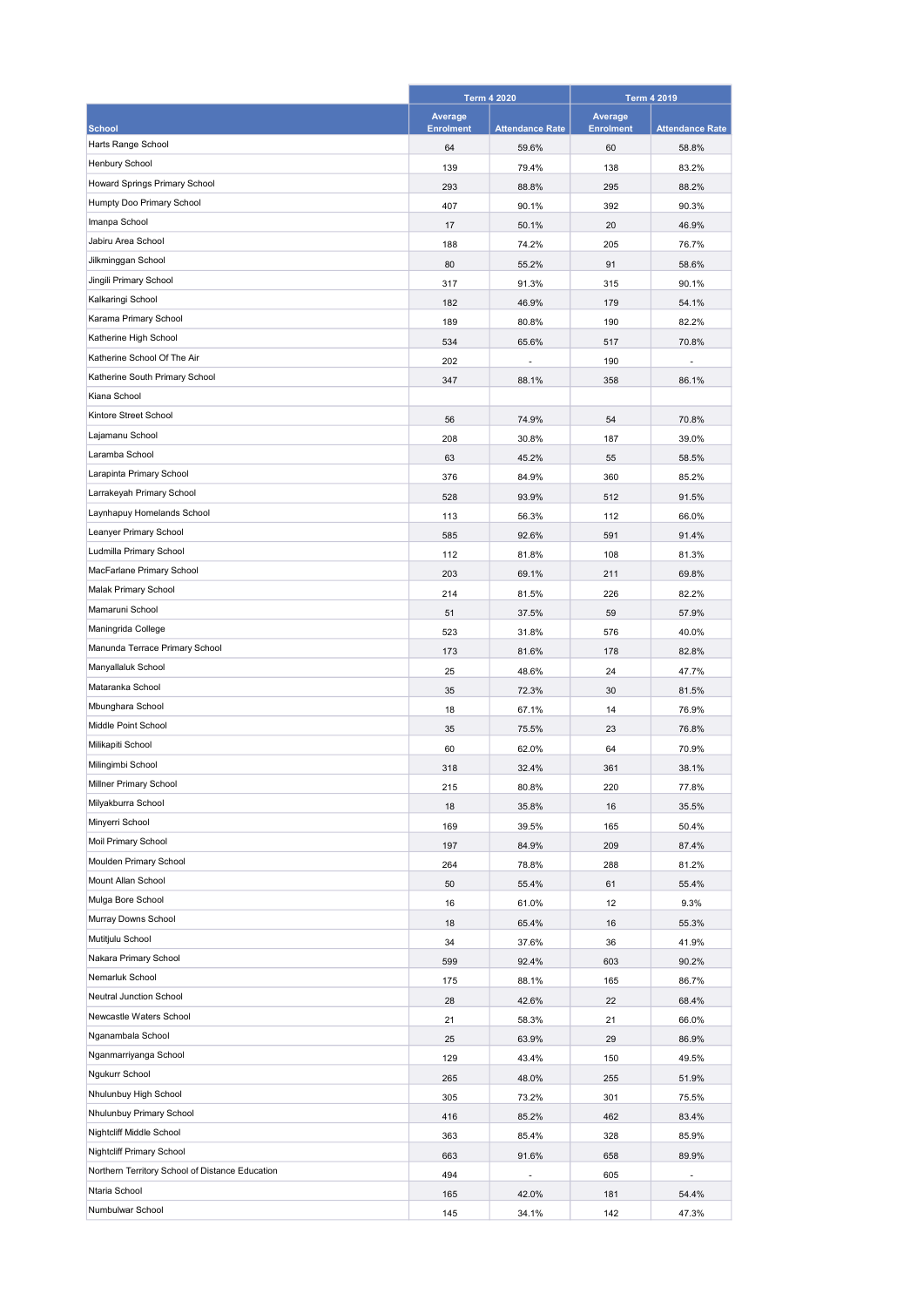| School | Term 4 2020 | | Term 4 2019 | |
|---|---|---|---|---|
| | Average Enrolment | Attendance Rate | Average Enrolment | Attendance Rate |
| Harts Range School | 64 | 59.6% | 60 | 58.8% |
| Henbury School | 139 | 79.4% | 138 | 83.2% |
| Howard Springs Primary School | 293 | 88.8% | 295 | 88.2% |
| Humpty Doo Primary School | 407 | 90.1% | 392 | 90.3% |
| Imanpa School | 17 | 50.1% | 20 | 46.9% |
| Jabiru Area School | 188 | 74.2% | 205 | 76.7% |
| Jilkminggan School | 80 | 55.2% | 91 | 58.6% |
| Jingili Primary School | 317 | 91.3% | 315 | 90.1% |
| Kalkaringi School | 182 | 46.9% | 179 | 54.1% |
| Karama Primary School | 189 | 80.8% | 190 | 82.2% |
| Katherine High School | 534 | 65.6% | 517 | 70.8% |
| Katherine School Of The Air | 202 | - | 190 | - |
| Katherine South Primary School | 347 | 88.1% | 358 | 86.1% |
| Kiana School | | | | |
| Kintore Street School | 56 | 74.9% | 54 | 70.8% |
| Lajamanu School | 208 | 30.8% | 187 | 39.0% |
| Laramba School | 63 | 45.2% | 55 | 58.5% |
| Larapinta Primary School | 376 | 84.9% | 360 | 85.2% |
| Larrakeyah Primary School | 528 | 93.9% | 512 | 91.5% |
| Laynhapuy Homelands School | 113 | 56.3% | 112 | 66.0% |
| Leanyer Primary School | 585 | 92.6% | 591 | 91.4% |
| Ludmilla Primary School | 112 | 81.8% | 108 | 81.3% |
| MacFarlane Primary School | 203 | 69.1% | 211 | 69.8% |
| Malak Primary School | 214 | 81.5% | 226 | 82.2% |
| Mamaruni School | 51 | 37.5% | 59 | 57.9% |
| Maningrida College | 523 | 31.8% | 576 | 40.0% |
| Manunda Terrace Primary School | 173 | 81.6% | 178 | 82.8% |
| Manyallaluk School | 25 | 48.6% | 24 | 47.7% |
| Mataranka School | 35 | 72.3% | 30 | 81.5% |
| Mbunghara School | 18 | 67.1% | 14 | 76.9% |
| Middle Point School | 35 | 75.5% | 23 | 76.8% |
| Milikapiti School | 60 | 62.0% | 64 | 70.9% |
| Milingimbi School | 318 | 32.4% | 361 | 38.1% |
| Millner Primary School | 215 | 80.8% | 220 | 77.8% |
| Milyakburra School | 18 | 35.8% | 16 | 35.5% |
| Minyerri School | 169 | 39.5% | 165 | 50.4% |
| Moil Primary School | 197 | 84.9% | 209 | 87.4% |
| Moulden Primary School | 264 | 78.8% | 288 | 81.2% |
| Mount Allan School | 50 | 55.4% | 61 | 55.4% |
| Mulga Bore School | 16 | 61.0% | 12 | 9.3% |
| Murray Downs School | 18 | 65.4% | 16 | 55.3% |
| Mutitjulu School | 34 | 37.6% | 36 | 41.9% |
| Nakara Primary School | 599 | 92.4% | 603 | 90.2% |
| Nemarluk School | 175 | 88.1% | 165 | 86.7% |
| Neutral Junction School | 28 | 42.6% | 22 | 68.4% |
| Newcastle Waters School | 21 | 58.3% | 21 | 66.0% |
| Nganambala School | 25 | 63.9% | 29 | 86.9% |
| Nganmarriyanga School | 129 | 43.4% | 150 | 49.5% |
| Ngukurr School | 265 | 48.0% | 255 | 51.9% |
| Nhulunbuy High School | 305 | 73.2% | 301 | 75.5% |
| Nhulunbuy Primary School | 416 | 85.2% | 462 | 83.4% |
| Nightcliff Middle School | 363 | 85.4% | 328 | 85.9% |
| Nightcliff Primary School | 663 | 91.6% | 658 | 89.9% |
| Northern Territory School of Distance Education | 494 | - | 605 | - |
| Ntaria School | 165 | 42.0% | 181 | 54.4% |
| Numbulwar School | 145 | 34.1% | 142 | 47.3% |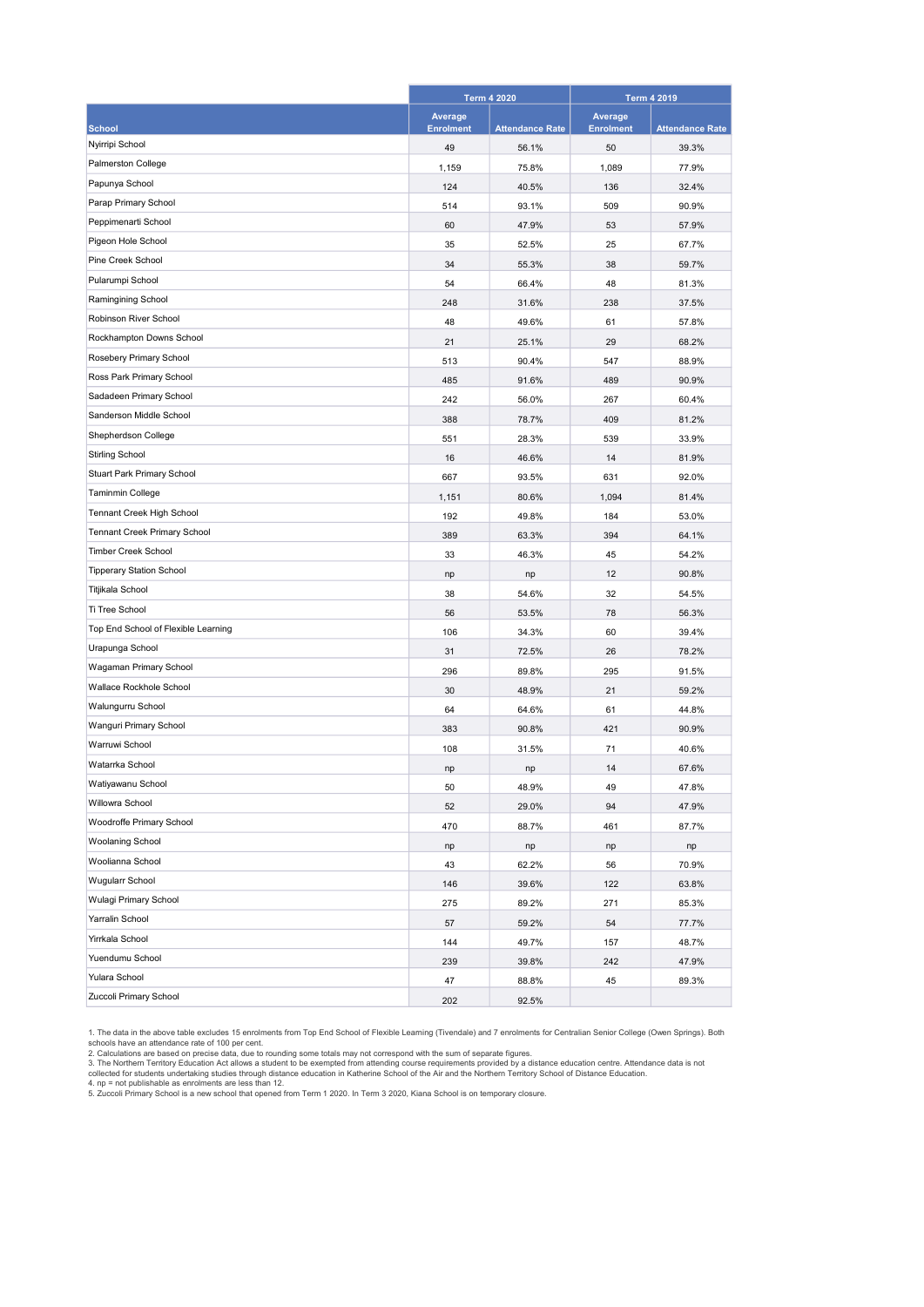| School | Term 4 2020 | | Term 4 2019 | |
|---|---|---|---|---|
| | Average Enrolment | Attendance Rate | Average Enrolment | Attendance Rate |
| Nyirripi School | 49 | 56.1% | 50 | 39.3% |
| Palmerston College | 1,159 | 75.8% | 1,089 | 77.9% |
| Papunya School | 124 | 40.5% | 136 | 32.4% |
| Parap Primary School | 514 | 93.1% | 509 | 90.9% |
| Peppimenarti School | 60 | 47.9% | 53 | 57.9% |
| Pigeon Hole School | 35 | 52.5% | 25 | 67.7% |
| Pine Creek School | 34 | 55.3% | 38 | 59.7% |
| Pularumpi School | 54 | 66.4% | 48 | 81.3% |
| Ramingining School | 248 | 31.6% | 238 | 37.5% |
| Robinson River School | 48 | 49.6% | 61 | 57.8% |
| Rockhampton Downs School | 21 | 25.1% | 29 | 68.2% |
| Rosebery Primary School | 513 | 90.4% | 547 | 88.9% |
| Ross Park Primary School | 485 | 91.6% | 489 | 90.9% |
| Sadadeen Primary School | 242 | 56.0% | 267 | 60.4% |
| Sanderson Middle School | 388 | 78.7% | 409 | 81.2% |
| Shepherdson College | 551 | 28.3% | 539 | 33.9% |
| Stirling School | 16 | 46.6% | 14 | 81.9% |
| Stuart Park Primary School | 667 | 93.5% | 631 | 92.0% |
| Taminmin College | 1,151 | 80.6% | 1,094 | 81.4% |
| Tennant Creek High School | 192 | 49.8% | 184 | 53.0% |
| Tennant Creek Primary School | 389 | 63.3% | 394 | 64.1% |
| Timber Creek School | 33 | 46.3% | 45 | 54.2% |
| Tipperary Station School | np | np | 12 | 90.8% |
| Titjikala School | 38 | 54.6% | 32 | 54.5% |
| Ti Tree School | 56 | 53.5% | 78 | 56.3% |
| Top End School of Flexible Learning | 106 | 34.3% | 60 | 39.4% |
| Urapunga School | 31 | 72.5% | 26 | 78.2% |
| Wagaman Primary School | 296 | 89.8% | 295 | 91.5% |
| Wallace Rockhole School | 30 | 48.9% | 21 | 59.2% |
| Walungurru School | 64 | 64.6% | 61 | 44.8% |
| Wanguri Primary School | 383 | 90.8% | 421 | 90.9% |
| Warruwi School | 108 | 31.5% | 71 | 40.6% |
| Watarrka School | np | np | 14 | 67.6% |
| Watiyawanu School | 50 | 48.9% | 49 | 47.8% |
| Willowra School | 52 | 29.0% | 94 | 47.9% |
| Woodroffe Primary School | 470 | 88.7% | 461 | 87.7% |
| Woolaning School | np | np | np | np |
| Woolianna School | 43 | 62.2% | 56 | 70.9% |
| Wugularr School | 146 | 39.6% | 122 | 63.8% |
| Wulagi Primary School | 275 | 89.2% | 271 | 85.3% |
| Yarralin School | 57 | 59.2% | 54 | 77.7% |
| Yirrkala School | 144 | 49.7% | 157 | 48.7% |
| Yuendumu School | 239 | 39.8% | 242 | 47.9% |
| Yulara School | 47 | 88.8% | 45 | 89.3% |
| Zuccoli Primary School | 202 | 92.5% | | |

1. The data in the above table excludes 15 enrolments from Top End School of Flexible Learning (Tivendale) and 7 enrolments for Centralian Senior College (Owen Springs). Both schools have an attendance rate of 100 per cent.
2. Calculations are based on precise data, due to rounding some totals may not correspond with the sum of separate figures.
3. The Northern Territory Education Act allows a student to be exempted from attending course requirements provided by a distance education centre. Attendance data is not collected for students undertaking studies through distance education in Katherine School of the Air and the Northern Territory School of Distance Education.
4. np = not publishable as enrolments are less than 12.
5. Zuccoli Primary School is a new school that opened from Term 1 2020. In Term 3 2020, Kiana School is on temporary closure.